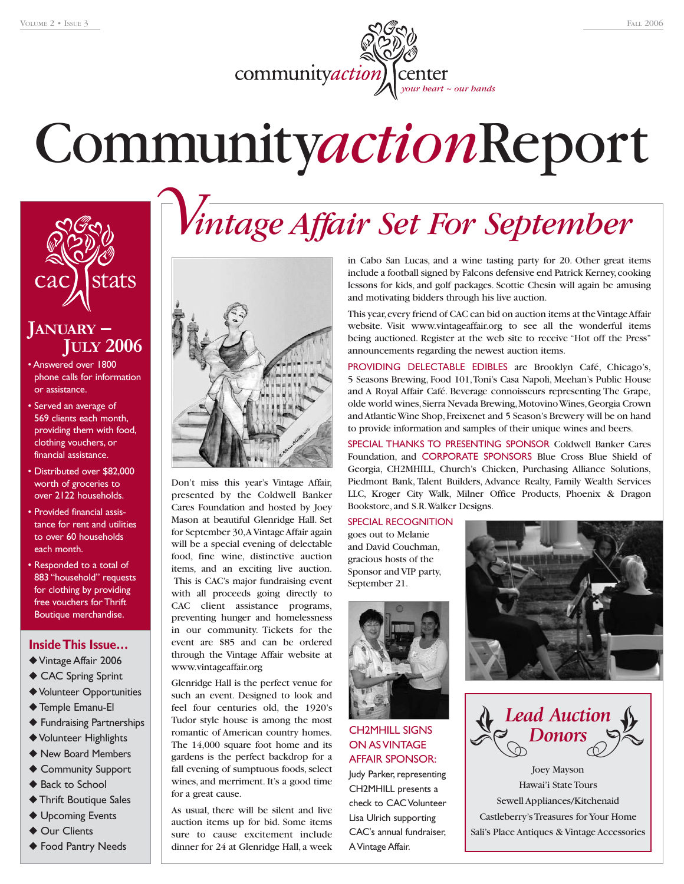# CommunityactionReport

## CAC Stats

### January – July 2006

- Answered over 1800 phone calls for information or assistance.
- Served an average of 569 clients each month, providing them with food, clothing vouchers, or financial assistance.
- Distributed over $82,000 worth of groceries to over 2122 households.
- Provided financial assistance for rent and utilities to over 60 households each month.
- Responded to a total of 883 "household" requests for clothing by providing free vouchers for Thrift Boutique merchandise.

### Inside This Issue…

- Vintage Affair 2006
- CAC Spring Sprint
- Volunteer Opportunities
- Temple Emanu-El
- Fundraising Partnerships
- Volunteer Highlights
- New Board Members
- Community Support
- Back to School
- Thrift Boutique Sales
- Upcoming Events
- Our Clients
- Food Pantry Needs

## Vintage Affair Set For September

Don't miss this year's Vintage Affair, presented by the Coldwell Banker Cares Foundation and hosted by Joey Mason at beautiful Glenridge Hall. Set for September 30, A Vintage Affair again will be a special evening of delectable food, fine wine, distinctive auction items, and an exciting live auction. This is CAC's major fundraising event with all proceeds going directly to CAC client assistance programs, preventing hunger and homelessness in our community. Tickets for the event are $85 and can be ordered through the Vintage Affair website at www.vintageaffair.org

Glenridge Hall is the perfect venue for such an event. Designed to look and feel four centuries old, the 1920's Tudor style house is among the most romantic of American country homes. The 14,000 square foot home and its gardens is the perfect backdrop for a fall evening of sumptuous foods, select wines, and merriment. It's a good time for a great cause.

As usual, there will be silent and live auction items up for bid. Some items sure to cause excitement include dinner for 24 at Glenridge Hall, a week in Cabo San Lucas, and a wine tasting party for 20. Other great items include a football signed by Falcons defensive end Patrick Kerney, cooking lessons for kids, and golf packages. Scottie Chesin will again be amusing and motivating bidders through his live auction.

This year, every friend of CAC can bid on auction items at the Vintage Affair website. Visit www.vintageaffair.org to see all the wonderful items being auctioned. Register at the web site to receive "Hot off the Press" announcements regarding the newest auction items.

PROVIDING DELECTABLE EDIBLES are Brooklyn Café, Chicago's, 5 Seasons Brewing, Food 101, Toni's Casa Napoli, Meehan's Public House and A Royal Affair Café. Beverage connoisseurs representing The Grape, olde world wines, Sierra Nevada Brewing, Motovino Wines, Georgia Crown and Atlantic Wine Shop, Freixenet and 5 Season's Brewery will be on hand to provide information and samples of their unique wines and beers.

SPECIAL THANKS TO PRESENTING SPONSOR Coldwell Banker Cares Foundation, and CORPORATE SPONSORS Blue Cross Blue Shield of Georgia, CH2MHILL, Church's Chicken, Purchasing Alliance Solutions, Piedmont Bank, Talent Builders, Advance Realty, Family Wealth Services LLC, Kroger City Walk, Milner Office Products, Phoenix & Dragon Bookstore, and S.R. Walker Designs.

SPECIAL RECOGNITION goes out to Melanie and David Couchman, gracious hosts of the Sponsor and VIP party, September 21.

**CH2MHILL SIGNS ON AS VINTAGE AFFAIR SPONSOR:** Judy Parker, representing CH2MHILL presents a check to CAC Volunteer Lisa Ulrich supporting CAC's annual fundraiser, A Vintage Affair.

### Lead Auction Donors

Joey Mayson
Hawai'i State Tours
Sewell Appliances/Kitchenaid
Castleberry's Treasures for Your Home
Sali's Place Antiques & Vintage Accessories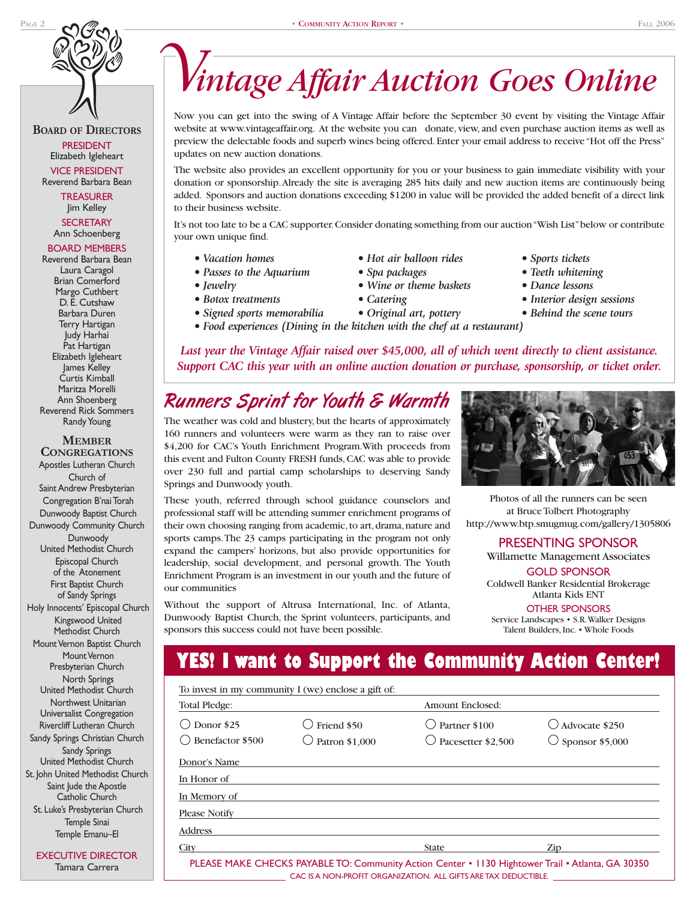## Board of Directors

**President**
Elizabeth Igleheart

**Vice President**
Reverend Barbara Bean

**Treasurer**
Jim Kelley

**Secretary**
Ann Schoenberg

**Board Members**
Reverend Barbara Bean
Laura Caragol
Brian Comerford
Margo Cuthbert
D. E. Cutshaw
Barbara Duren
Terry Hartigan
Judy Harhai
Pat Hartigan
Elizabeth Igleheart
James Kelley
Curtis Kimball
Maritza Morelli
Ann Shoenberg
Reverend Rick Sommers
Randy Young

## Member Congregations

Apostles Lutheran Church
Church of Saint Andrew Presbyterian
Congregation B'nai Torah
Dunwoody Baptist Church
Dunwoody Community Church
Dunwoody United Methodist Church
Episcopal Church of the Atonement
First Baptist Church of Sandy Springs
Holy Innocents' Episcopal Church
Kingswood United Methodist Church
Mount Vernon Baptist Church
Mount Vernon Presbyterian Church
North Springs United Methodist Church
Northwest Unitarian Universalist Congregation
Rivercliff Lutheran Church
Sandy Springs Christian Church
Sandy Springs United Methodist Church
St. John United Methodist Church
Saint Jude the Apostle Catholic Church
St. Luke's Presbyterian Church
Temple Sinai
Temple Emanu–El

**Executive Director**
Tamara Carrera

# *Vintage Affair Auction Goes Online*

Now you can get into the swing of A Vintage Affair before the September 30 event by visiting the Vintage Affair website at www.vintageaffair.org. At the website you can donate, view, and even purchase auction items as well as preview the delectable foods and superb wines being offered. Enter your email address to receive "Hot off the Press" updates on new auction donations.

The website also provides an excellent opportunity for you or your business to gain immediate visibility with your donation or sponsorship. Already the site is averaging 285 hits daily and new auction items are continuously being added. Sponsors and auction donations exceeding $1200 in value will be provided the added benefit of a direct link to their business website.

It's not too late to be a CAC supporter. Consider donating something from our auction "Wish List" below or contribute your own unique find.

- *Vacation homes*
- *Passes to the Aquarium*
- *Jewelry*
- *Botox treatments*
- *Signed sports memorabilia*
- *Hot air balloon rides*
- *Spa packages*
- *Wine or theme baskets*
- *Catering*
- *Original art, pottery*
- *Sports tickets*
- *Teeth whitening*
- *Dance lessons*
- *Interior design sessions*
- *Behind the scene tours*
- *Food experiences (Dining in the kitchen with the chef at a restaurant)*

*Last year the Vintage Affair raised over $45,000, all of which went directly to client assistance. Support CAC this year with an online auction donation or purchase, sponsorship, or ticket order.*

## *Runners Sprint for Youth & Warmth*

The weather was cold and blustery, but the hearts of approximately 160 runners and volunteers were warm as they ran to raise over $4,200 for CAC's Youth Enrichment Program. With proceeds from this event and Fulton County FRESH funds, CAC was able to provide over 230 full and partial camp scholarships to deserving Sandy Springs and Dunwoody youth.

These youth, referred through school guidance counselors and professional staff will be attending summer enrichment programs of their own choosing ranging from academic, to art, drama, nature and sports camps. The 23 camps participating in the program not only expand the campers' horizons, but also provide opportunities for leadership, social development, and personal growth. The Youth Enrichment Program is an investment in our youth and the future of our communities

Without the support of Altrusa International, Inc. of Atlanta, Dunwoody Baptist Church, the Sprint volunteers, participants, and sponsors this success could not have been possible.

Photos of all the runners can be seen at Bruce Tolbert Photography http://www.btp.smugmug.com/gallery/1305806

**Presenting Sponsor**
Willamette Management Associates

**Gold Sponsor**
Coldwell Banker Residential Brokerage
Atlanta Kids ENT

**Other Sponsors**
Service Landscapes • S.R. Walker Designs
Talent Builders, Inc. • Whole Foods

## YES! I want to Support the Community Action Center!

To invest in my community I (we) enclose a gift of:

Total Pledge: ________ Amount Enclosed: ________

○ Donor $25 ○ Friend $50 ○ Partner $100 ○ Advocate $250
○ Benefactor $500 ○ Patron $1,000 ○ Pacesetter $2,500 ○ Sponsor $5,000

Donor's Name ________
In Honor of ________
In Memory of ________
Please Notify ________
Address ________
City ________ State ________ Zip ________

PLEASE MAKE CHECKS PAYABLE TO: Community Action Center • 1130 Hightower Trail • Atlanta, GA 30350
CAC IS A NON-PROFIT ORGANIZATION. ALL GIFTS ARE TAX DEDUCTIBLE.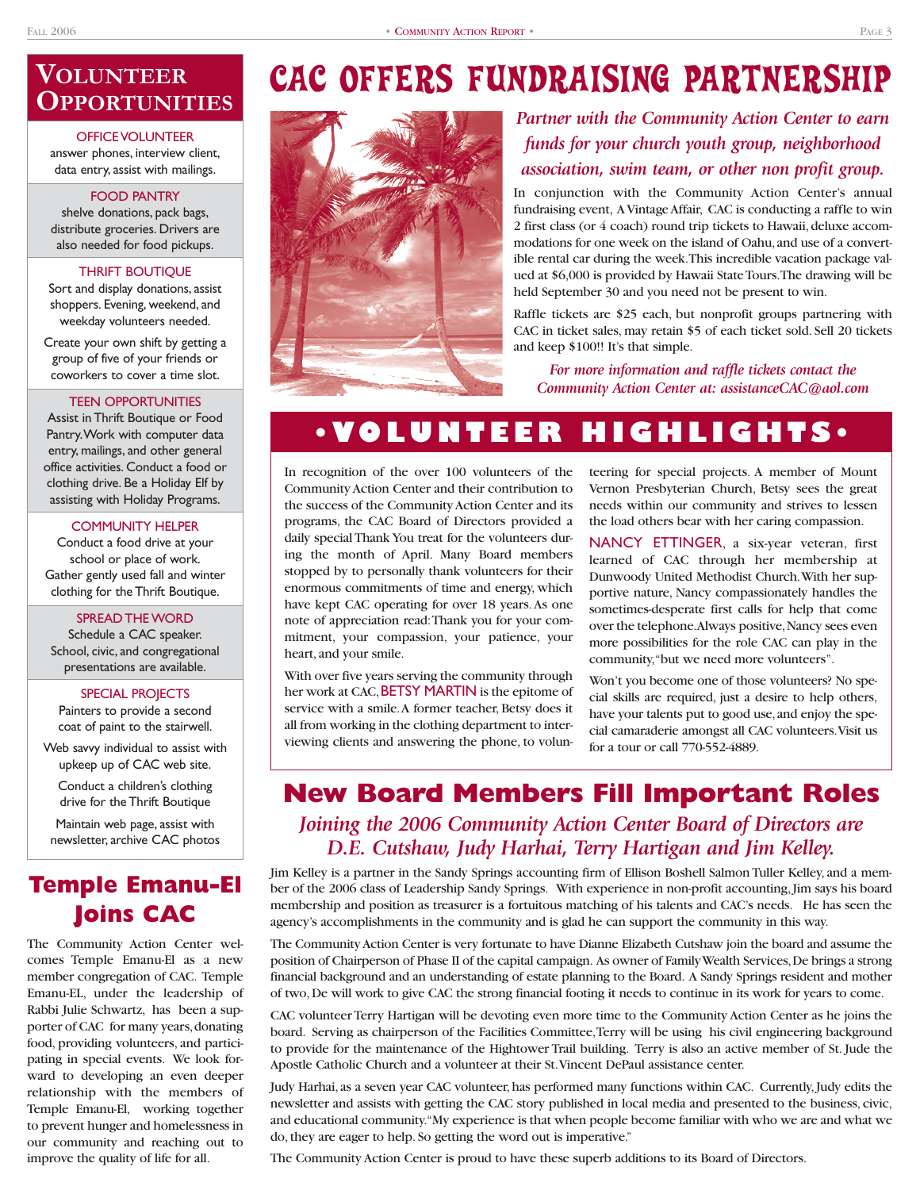# Volunteer Opportunities

**OFFICE VOLUNTEER**
answer phones, interview client, data entry, assist with mailings.

**FOOD PANTRY**
shelve donations, pack bags, distribute groceries. Drivers are also needed for food pickups.

**THRIFT BOUTIQUE**
Sort and display donations, assist shoppers. Evening, weekend, and weekday volunteers needed.

Create your own shift by getting a group of five of your friends or coworkers to cover a time slot.

**TEEN OPPORTUNITIES**
Assist in Thrift Boutique or Food Pantry. Work with computer data entry, mailings, and other general office activities. Conduct a food or clothing drive. Be a Holiday Elf by assisting with Holiday Programs.

**COMMUNITY HELPER**
Conduct a food drive at your school or place of work. Gather gently used fall and winter clothing for the Thrift Boutique.

**SPREAD THE WORD**
Schedule a CAC speaker. School, civic, and congregational presentations are available.

**SPECIAL PROJECTS**
Painters to provide a second coat of paint to the stairwell.

Web savvy individual to assist with upkeep up of CAC web site.

Conduct a children's clothing drive for the Thrift Boutique

Maintain web page, assist with newsletter, archive CAC photos

# Temple Emanu-El Joins CAC

The Community Action Center welcomes Temple Emanu-El as a new member congregation of CAC. Temple Emanu-EL, under the leadership of Rabbi Julie Schwartz, has been a supporter of CAC for many years, donating food, providing volunteers, and participating in special events. We look forward to developing an even deeper relationship with the members of Temple Emanu-El, working together to prevent hunger and homelessness in our community and reaching out to improve the quality of life for all.

# CAC Offers Fundraising Partnership

*Partner with the Community Action Center to earn funds for your church youth group, neighborhood association, swim team, or other non profit group.*

In conjunction with the Community Action Center's annual fundraising event, A Vintage Affair, CAC is conducting a raffle to win 2 first class (or 4 coach) round trip tickets to Hawaii, deluxe accommodations for one week on the island of Oahu, and use of a convertible rental car during the week. This incredible vacation package valued at $6,000 is provided by Hawaii State Tours. The drawing will be held September 30 and you need not be present to win.

Raffle tickets are $25 each, but nonprofit groups partnering with CAC in ticket sales, may retain $5 of each ticket sold. Sell 20 tickets and keep $100!! It's that simple.

*For more information and raffle tickets contact the Community Action Center at: assistanceCAC@aol.com*

# •Volunteer Highlights•

In recognition of the over 100 volunteers of the Community Action Center and their contribution to the success of the Community Action Center and its programs, the CAC Board of Directors provided a daily special Thank You treat for the volunteers during the month of April. Many Board members stopped by to personally thank volunteers for their enormous commitments of time and energy, which have kept CAC operating for over 18 years. As one note of appreciation read: Thank you for your commitment, your compassion, your patience, your heart, and your smile.

With over five years serving the community through her work at CAC, BETSY MARTIN is the epitome of service with a smile. A former teacher, Betsy does it all from working in the clothing department to interviewing clients and answering the phone, to volunteering for special projects. A member of Mount Vernon Presbyterian Church, Betsy sees the great needs within our community and strives to lessen the load others bear with her caring compassion.

NANCY ETTINGER, a six-year veteran, first learned of CAC through her membership at Dunwoody United Methodist Church. With her supportive nature, Nancy compassionately handles the sometimes-desperate first calls for help that come over the telephone. Always positive, Nancy sees even more possibilities for the role CAC can play in the community, "but we need more volunteers".

Won't you become one of those volunteers? No special skills are required, just a desire to help others, have your talents put to good use, and enjoy the special camaraderie amongst all CAC volunteers. Visit us for a tour or call 770-552-4889.

# New Board Members Fill Important Roles

*Joining the 2006 Community Action Center Board of Directors are D.E. Cutshaw, Judy Harhai, Terry Hartigan and Jim Kelley.*

Jim Kelley is a partner in the Sandy Springs accounting firm of Ellison Boshell Salmon Tuller Kelley, and a member of the 2006 class of Leadership Sandy Springs. With experience in non-profit accounting, Jim says his board membership and position as treasurer is a fortuitous matching of his talents and CAC's needs. He has seen the agency's accomplishments in the community and is glad he can support the community in this way.

The Community Action Center is very fortunate to have Dianne Elizabeth Cutshaw join the board and assume the position of Chairperson of Phase II of the capital campaign. As owner of Family Wealth Services, De brings a strong financial background and an understanding of estate planning to the Board. A Sandy Springs resident and mother of two, De will work to give CAC the strong financial footing it needs to continue in its work for years to come.

CAC volunteer Terry Hartigan will be devoting even more time to the Community Action Center as he joins the board. Serving as chairperson of the Facilities Committee, Terry will be using his civil engineering background to provide for the maintenance of the Hightower Trail building. Terry is also an active member of St. Jude the Apostle Catholic Church and a volunteer at their St. Vincent DePaul assistance center.

Judy Harhai, as a seven year CAC volunteer, has performed many functions within CAC. Currently, Judy edits the newsletter and assists with getting the CAC story published in local media and presented to the business, civic, and educational community. "My experience is that when people become familiar with who we are and what we do, they are eager to help. So getting the word out is imperative."

The Community Action Center is proud to have these superb additions to its Board of Directors.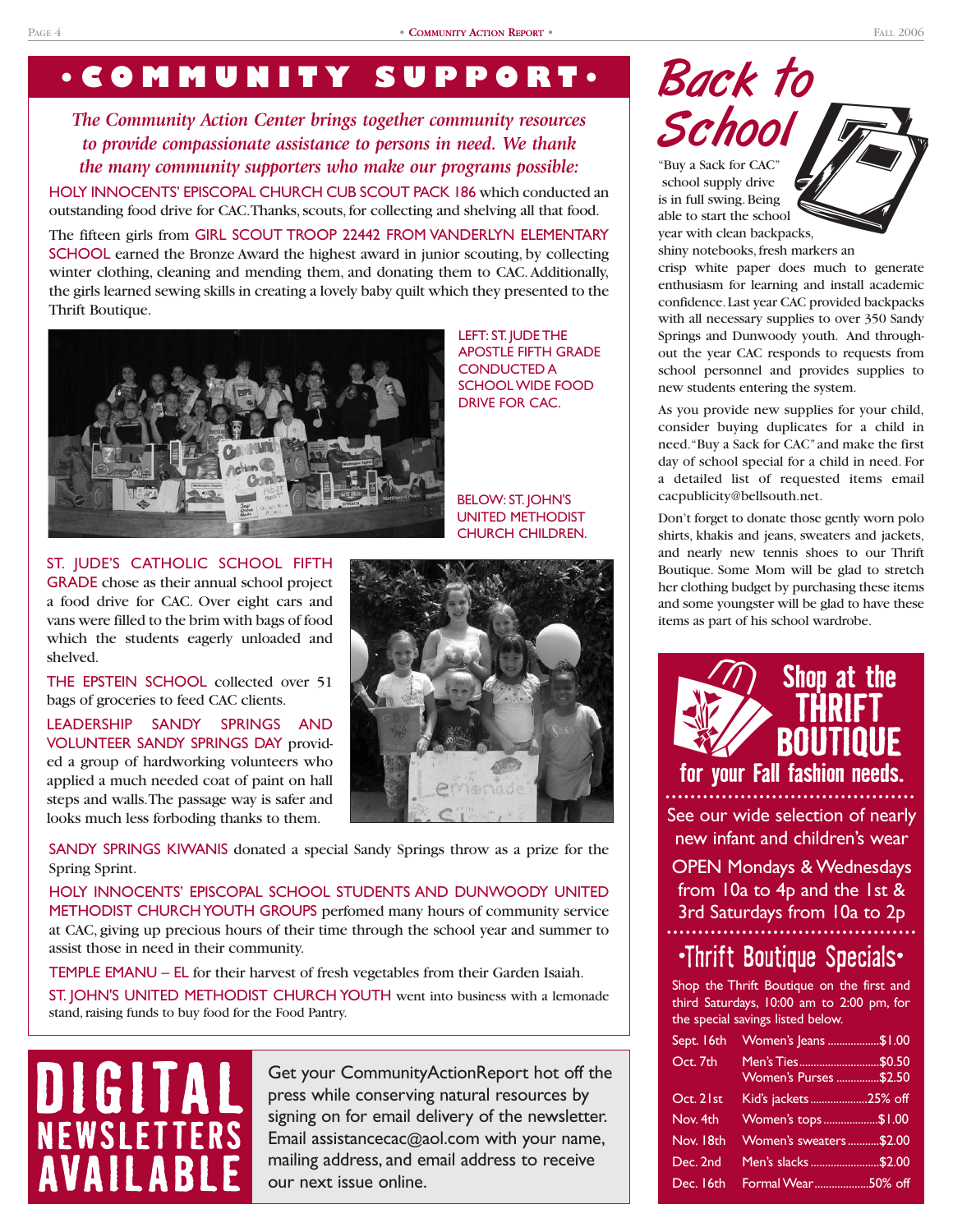# • COMMUNITY SUPPORT •

*The Community Action Center brings together community resources to provide compassionate assistance to persons in need. We thank the many community supporters who make our programs possible:*

HOLY INNOCENTS' EPISCOPAL CHURCH CUB SCOUT PACK 186 which conducted an outstanding food drive for CAC. Thanks, scouts, for collecting and shelving all that food.

The fifteen girls from GIRL SCOUT TROOP 22442 FROM VANDERLYN ELEMENTARY SCHOOL earned the Bronze Award the highest award in junior scouting, by collecting winter clothing, cleaning and mending them, and donating them to CAC. Additionally, the girls learned sewing skills in creating a lovely baby quilt which they presented to the Thrift Boutique.

LEFT: ST. JUDE THE APOSTLE FIFTH GRADE CONDUCTED A SCHOOL WIDE FOOD DRIVE FOR CAC.

BELOW: ST. JOHN'S UNITED METHODIST CHURCH CHILDREN.

ST. JUDE'S CATHOLIC SCHOOL FIFTH GRADE chose as their annual school project a food drive for CAC. Over eight cars and vans were filled to the brim with bags of food which the students eagerly unloaded and shelved.

THE EPSTEIN SCHOOL collected over 51 bags of groceries to feed CAC clients.

LEADERSHIP SANDY SPRINGS AND VOLUNTEER SANDY SPRINGS DAY provided a group of hardworking volunteers who applied a much needed coat of paint on hall steps and walls. The passage way is safer and looks much less forboding thanks to them.

SANDY SPRINGS KIWANIS donated a special Sandy Springs throw as a prize for the Spring Sprint.

HOLY INNOCENTS' EPISCOPAL SCHOOL STUDENTS AND DUNWOODY UNITED METHODIST CHURCH YOUTH GROUPS perfomed many hours of community service at CAC, giving up precious hours of their time through the school year and summer to assist those in need in their community.

TEMPLE EMANU – EL for their harvest of fresh vegetables from their Garden Isaiah.

ST. JOHN'S UNITED METHODIST CHURCH YOUTH went into business with a lemonade stand, raising funds to buy food for the Food Pantry.

# DIGITAL NEWSLETTERS AVAILABLE

Get your CommunityActionReport hot off the press while conserving natural resources by signing on for email delivery of the newsletter. Email assistancecac@aol.com with your name, mailing address, and email address to receive our next issue online.

# Back to School

"Buy a Sack for CAC" school supply drive is in full swing. Being able to start the school year with clean backpacks, shiny notebooks, fresh markers an crisp white paper does much to generate enthusiasm for learning and install academic confidence. Last year CAC provided backpacks with all necessary supplies to over 350 Sandy Springs and Dunwoody youth. And throughout the year CAC responds to requests from school personnel and provides supplies to new students entering the system.

As you provide new supplies for your child, consider buying duplicates for a child in need. "Buy a Sack for CAC" and make the first day of school special for a child in need. For a detailed list of requested items email cacpublicity@bellsouth.net.

Don't forget to donate those gently worn polo shirts, khakis and jeans, sweaters and jackets, and nearly new tennis shoes to our Thrift Boutique. Some Mom will be glad to stretch her clothing budget by purchasing these items and some youngster will be glad to have these items as part of his school wardrobe.

# Shop at the THRIFT BOUTIQUE for your Fall fashion needs.

See our wide selection of nearly new infant and children's wear

OPEN Mondays & Wednesdays from 10a to 4p and the 1st & 3rd Saturdays from 10a to 2p

## •Thrift Boutique Specials•

Shop the Thrift Boutique on the first and third Saturdays, 10:00 am to 2:00 pm, for the special savings listed below.

| Date | Item | Price |
|---|---|---|
| Sept. 16th | Women's Jeans | $1.00 |
| Oct. 7th | Men's Ties | $0.50 |
| | Women's Purses | $2.50 |
| Oct. 21st | Kid's jackets | 25% off |
| Nov. 4th | Women's tops | $1.00 |
| Nov. 18th | Women's sweaters | $2.00 |
| Dec. 2nd | Men's slacks | $2.00 |
| Dec. 16th | Formal Wear | 50% off |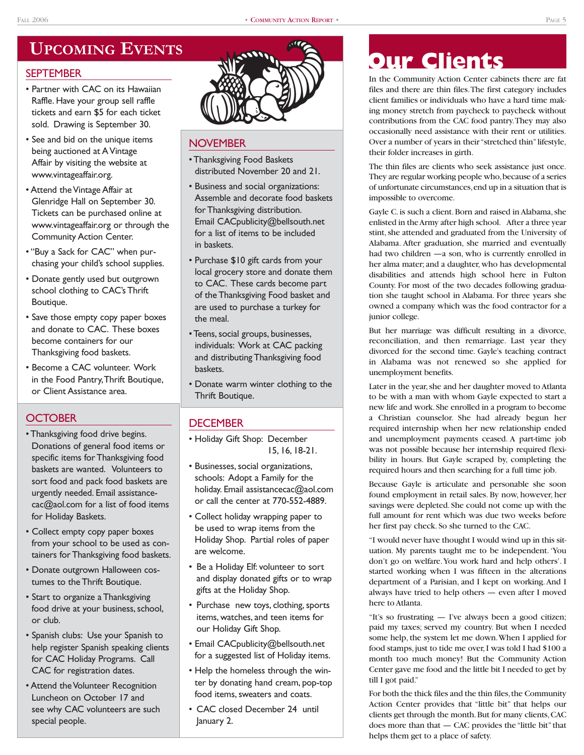# Upcoming Events

## SEPTEMBER

- Partner with CAC on its Hawaiian Raffle. Have your group sell raffle tickets and earn $5 for each ticket sold. Drawing is September 30.
- See and bid on the unique items being auctioned at A Vintage Affair by visiting the website at www.vintageaffair.org.
- Attend the Vintage Affair at Glenridge Hall on September 30. Tickets can be purchased online at www.vintageaffair.org or through the Community Action Center.
- "Buy a Sack for CAC" when purchasing your child's school supplies.
- Donate gently used but outgrown school clothing to CAC's Thrift Boutique.
- Save those empty copy paper boxes and donate to CAC. These boxes become containers for our Thanksgiving food baskets.
- Become a CAC volunteer. Work in the Food Pantry, Thrift Boutique, or Client Assistance area.

## OCTOBER

- Thanksgiving food drive begins. Donations of general food items or specific items for Thanksgiving food baskets are wanted. Volunteers to sort food and pack food baskets are urgently needed. Email assistancecac@aol.com for a list of food items for Holiday Baskets.
- Collect empty copy paper boxes from your school to be used as containers for Thanksgiving food baskets.
- Donate outgrown Halloween costumes to the Thrift Boutique.
- Start to organize a Thanksgiving food drive at your business, school, or club.
- Spanish clubs: Use your Spanish to help register Spanish speaking clients for CAC Holiday Programs. Call CAC for registration dates.
- Attend the Volunteer Recognition Luncheon on October 17 and see why CAC volunteers are such special people.

## NOVEMBER

- Thanksgiving Food Baskets distributed November 20 and 21.
- Business and social organizations: Assemble and decorate food baskets for Thanksgiving distribution. Email CACpublicity@bellsouth.net for a list of items to be included in baskets.
- Purchase $10 gift cards from your local grocery store and donate them to CAC. These cards become part of the Thanksgiving Food basket and are used to purchase a turkey for the meal.
- Teens, social groups, businesses, individuals: Work at CAC packing and distributing Thanksgiving food baskets.
- Donate warm winter clothing to the Thrift Boutique.

## DECEMBER

- Holiday Gift Shop: December 15, 16, 18-21.
- Businesses, social organizations, schools: Adopt a Family for the holiday. Email assistancecac@aol.com or call the center at 770-552-4889.
- Collect holiday wrapping paper to be used to wrap items from the Holiday Shop. Partial roles of paper are welcome.
- Be a Holiday Elf: volunteer to sort and display donated gifts or to wrap gifts at the Holiday Shop.
- Purchase new toys, clothing, sports items, watches, and teen items for our Holiday Gift Shop.
- Email CACpublicity@bellsouth.net for a suggested list of Holiday items.
- Help the homeless through the winter by donating hand cream, pop-top food items, sweaters and coats.
- CAC closed December 24 until January 2.

# Our Clients

In the Community Action Center cabinets there are fat files and there are thin files. The first category includes client families or individuals who have a hard time making money stretch from paycheck to paycheck without contributions from the CAC food pantry. They may also occasionally need assistance with their rent or utilities. Over a number of years in their "stretched thin" lifestyle, their folder increases in girth.

The thin files are clients who seek assistance just once. They are regular working people who, because of a series of unfortunate circumstances, end up in a situation that is impossible to overcome.

Gayle C. is such a client. Born and raised in Alabama, she enlisted in the Army after high school. After a three year stint, she attended and graduated from the University of Alabama. After graduation, she married and eventually had two children —a son, who is currently enrolled in her alma mater; and a daughter, who has developmental disabilities and attends high school here in Fulton County. For most of the two decades following graduation she taught school in Alabama. For three years she owned a company which was the food contractor for a junior college.

But her marriage was difficult resulting in a divorce, reconciliation, and then remarriage. Last year they divorced for the second time. Gayle's teaching contract in Alabama was not renewed so she applied for unemployment benefits.

Later in the year, she and her daughter moved to Atlanta to be with a man with whom Gayle expected to start a new life and work. She enrolled in a program to become a Christian counselor. She had already begun her required internship when her new relationship ended and unemployment payments ceased. A part-time job was not possible because her internship required flexibility in hours. But Gayle scraped by, completing the required hours and then searching for a full time job.

Because Gayle is articulate and personable she soon found employment in retail sales. By now, however, her savings were depleted. She could not come up with the full amount for rent which was due two weeks before her first pay check. So she turned to the CAC.

"I would never have thought I would wind up in this situation. My parents taught me to be independent. 'You don't go on welfare. You work hard and help others'. I started working when I was fifteen in the alterations department of a Parisian, and I kept on working. And I always have tried to help others — even after I moved here to Atlanta.

"It's so frustrating — I've always been a good citizen; paid my taxes; served my country. But when I needed some help, the system let me down. When I applied for food stamps, just to tide me over, I was told I had $100 a month too much money! But the Community Action Center gave me food and the little bit I needed to get by till I got paid."

For both the thick files and the thin files, the Community Action Center provides that "little bit" that helps our clients get through the month. But for many clients, CAC does more than that — CAC provides the "little bit" that helps them get to a place of safety.